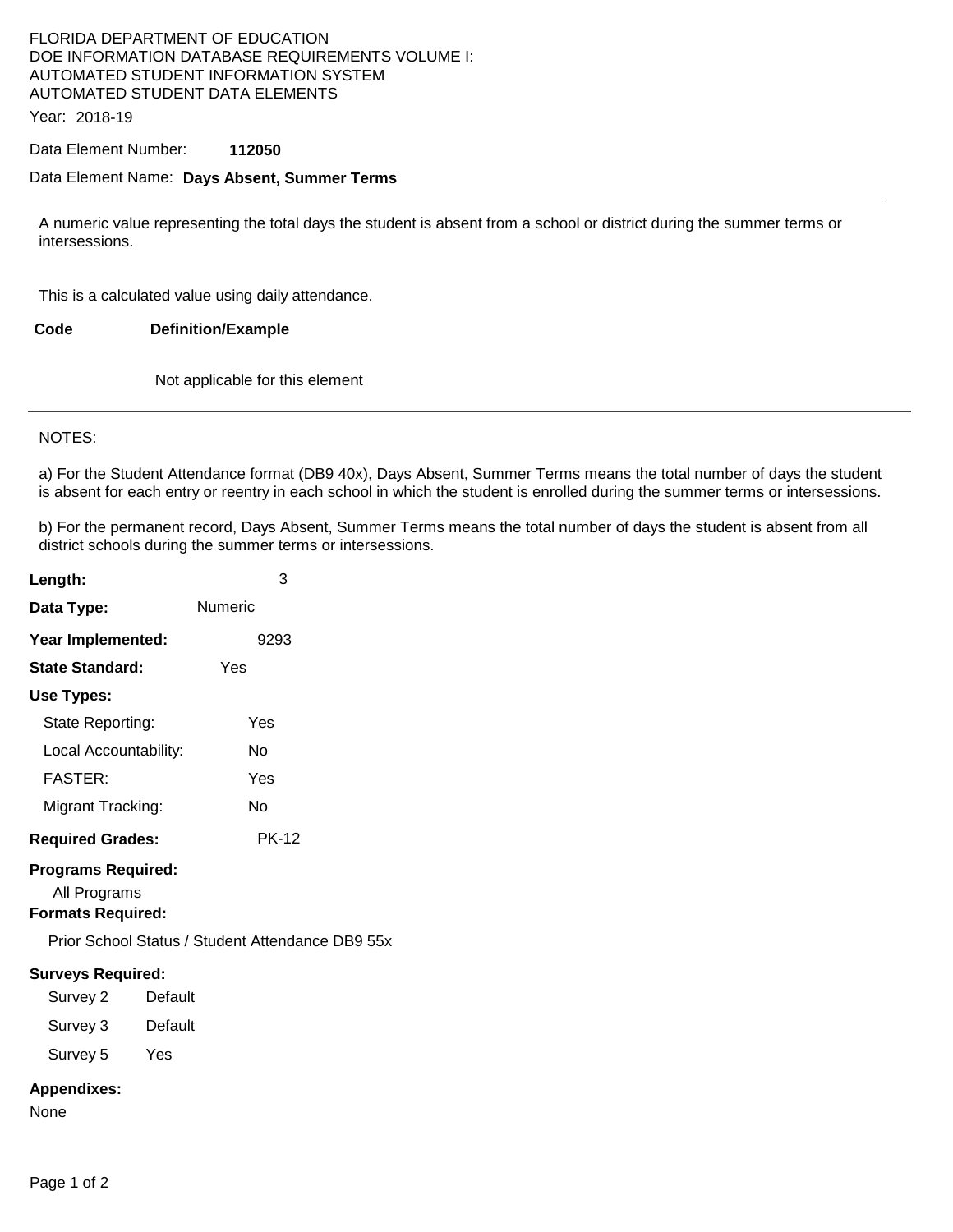FLORIDA DEPARTMENT OF EDUCATION
DOE INFORMATION DATABASE REQUIREMENTS VOLUME I:
AUTOMATED STUDENT INFORMATION SYSTEM
AUTOMATED STUDENT DATA ELEMENTS

Year: 2018-19

Data Element Number: **112050**

Data Element Name: **Days Absent, Summer Terms**

---

A numeric value representing the total days the student is absent from a school or district during the summer terms or intersessions.

This is a calculated value using daily attendance.

| Code | Definition/Example |
|---|---|
| | Not applicable for this element |

---

NOTES:

a) For the Student Attendance format (DB9 40x), Days Absent, Summer Terms means the total number of days the student is absent for each entry or reentry in each school in which the student is enrolled during the summer terms or intersessions.

b) For the permanent record, Days Absent, Summer Terms means the total number of days the student is absent from all district schools during the summer terms or intersessions.

**Length:** 3

**Data Type:** Numeric

**Year Implemented:** 9293

**State Standard:** Yes

**Use Types:**

- State Reporting: Yes
- Local Accountability: No
- FASTER: Yes
- Migrant Tracking: No

**Required Grades:** PK-12

**Programs Required:**

All Programs

**Formats Required:**

Prior School Status / Student Attendance DB9 55x

**Surveys Required:**

| Survey | Required |
|---|---|
| Survey 2 | Default |
| Survey 3 | Default |
| Survey 5 | Yes |

**Appendixes:**

None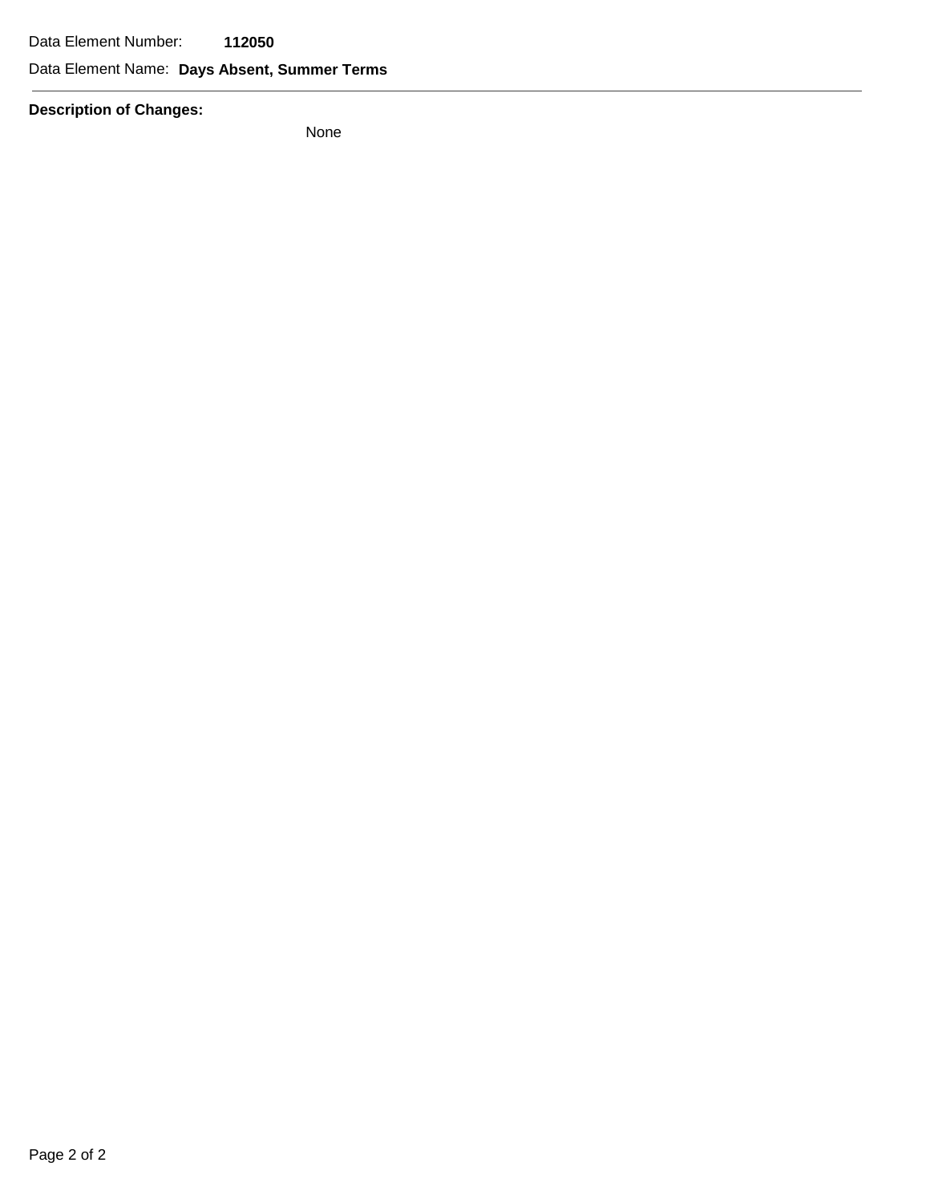Data Element Number: **112050**

Data Element Name: **Days Absent, Summer Terms**

---

**Description of Changes:**

None